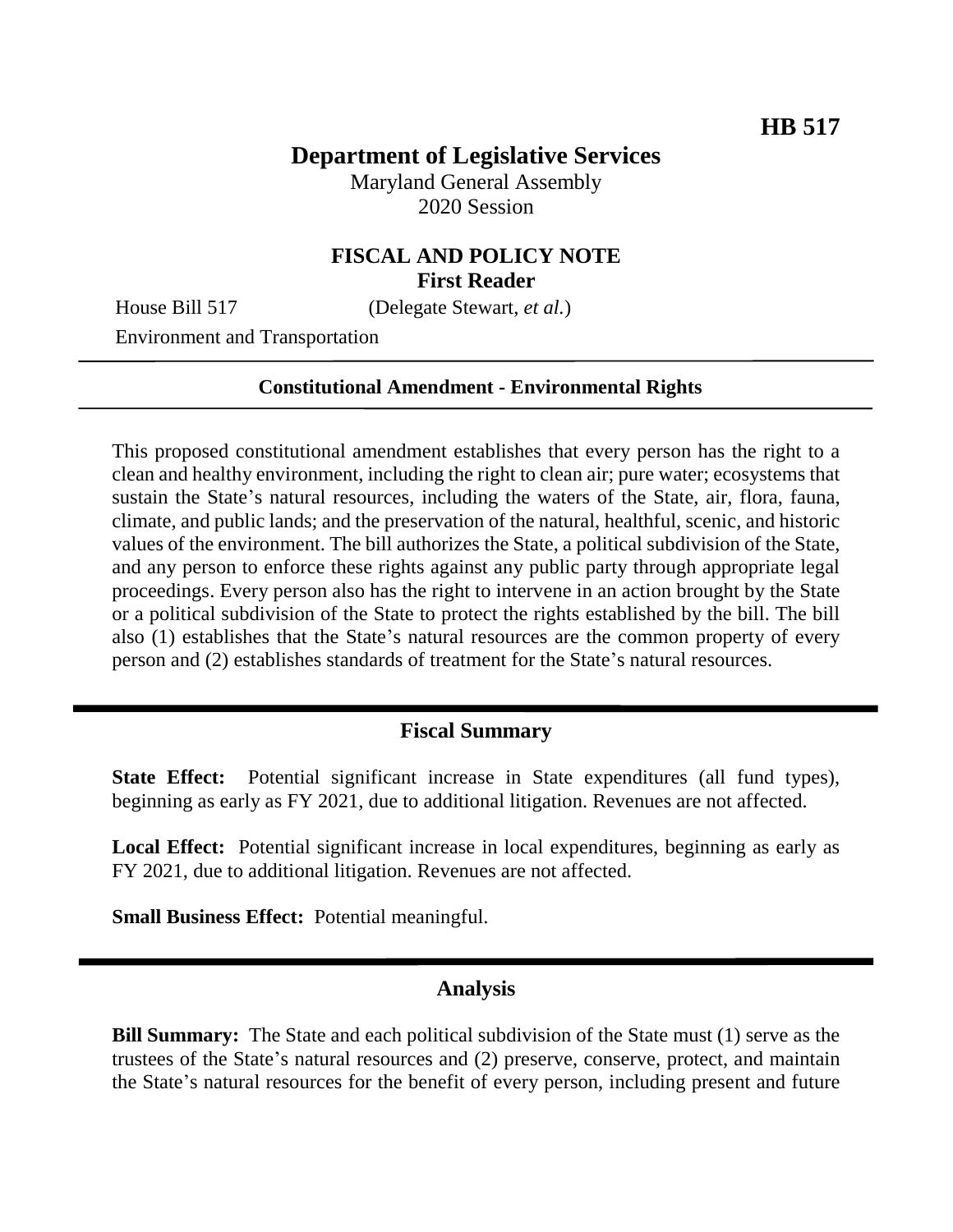HB 517

# Department of Legislative Services

Maryland General Assembly
2020 Session

## FISCAL AND POLICY NOTE
**First Reader**

House Bill 517 (Delegate Stewart, *et al.*)

Environment and Transportation

**Constitutional Amendment - Environmental Rights**

This proposed constitutional amendment establishes that every person has the right to a clean and healthy environment, including the right to clean air; pure water; ecosystems that sustain the State's natural resources, including the waters of the State, air, flora, fauna, climate, and public lands; and the preservation of the natural, healthful, scenic, and historic values of the environment. The bill authorizes the State, a political subdivision of the State, and any person to enforce these rights against any public party through appropriate legal proceedings. Every person also has the right to intervene in an action brought by the State or a political subdivision of the State to protect the rights established by the bill. The bill also (1) establishes that the State's natural resources are the common property of every person and (2) establishes standards of treatment for the State's natural resources.

## Fiscal Summary

**State Effect:** Potential significant increase in State expenditures (all fund types), beginning as early as FY 2021, due to additional litigation. Revenues are not affected.

**Local Effect:** Potential significant increase in local expenditures, beginning as early as FY 2021, due to additional litigation. Revenues are not affected.

**Small Business Effect:** Potential meaningful.

## Analysis

**Bill Summary:** The State and each political subdivision of the State must (1) serve as the trustees of the State's natural resources and (2) preserve, conserve, protect, and maintain the State's natural resources for the benefit of every person, including present and future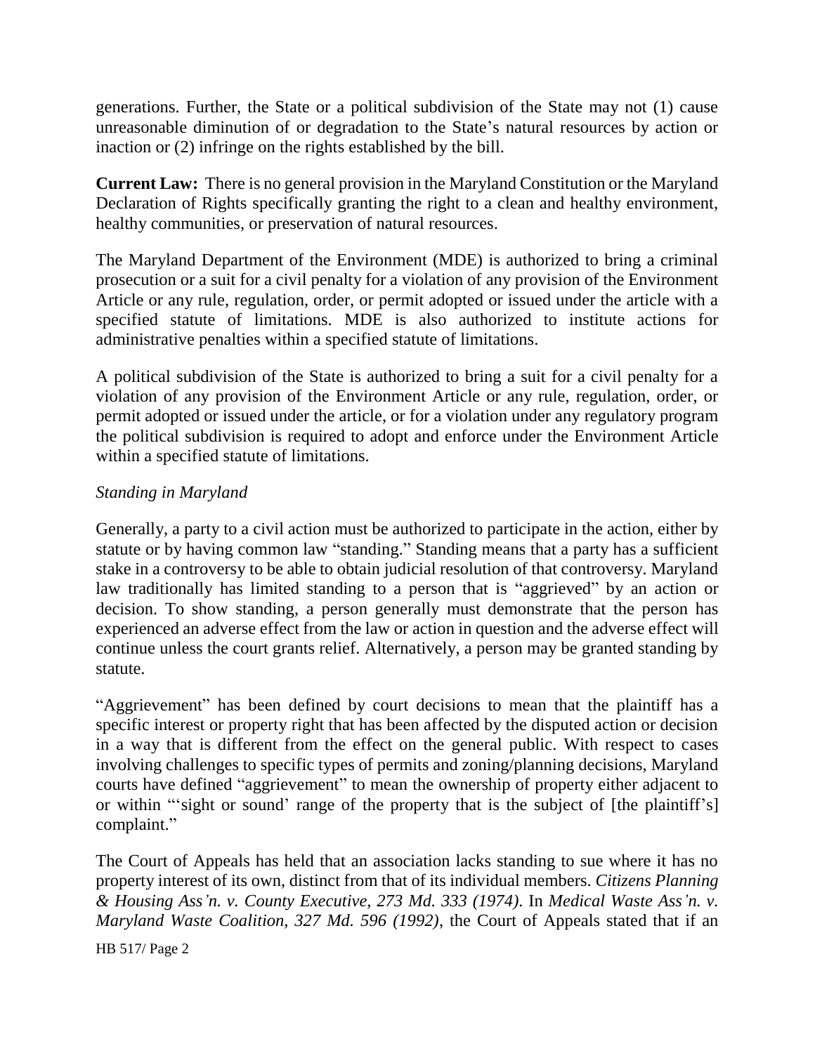generations. Further, the State or a political subdivision of the State may not (1) cause unreasonable diminution of or degradation to the State's natural resources by action or inaction or (2) infringe on the rights established by the bill.

**Current Law:** There is no general provision in the Maryland Constitution or the Maryland Declaration of Rights specifically granting the right to a clean and healthy environment, healthy communities, or preservation of natural resources.

The Maryland Department of the Environment (MDE) is authorized to bring a criminal prosecution or a suit for a civil penalty for a violation of any provision of the Environment Article or any rule, regulation, order, or permit adopted or issued under the article with a specified statute of limitations. MDE is also authorized to institute actions for administrative penalties within a specified statute of limitations.

A political subdivision of the State is authorized to bring a suit for a civil penalty for a violation of any provision of the Environment Article or any rule, regulation, order, or permit adopted or issued under the article, or for a violation under any regulatory program the political subdivision is required to adopt and enforce under the Environment Article within a specified statute of limitations.

*Standing in Maryland*

Generally, a party to a civil action must be authorized to participate in the action, either by statute or by having common law "standing." Standing means that a party has a sufficient stake in a controversy to be able to obtain judicial resolution of that controversy. Maryland law traditionally has limited standing to a person that is "aggrieved" by an action or decision. To show standing, a person generally must demonstrate that the person has experienced an adverse effect from the law or action in question and the adverse effect will continue unless the court grants relief. Alternatively, a person may be granted standing by statute.

"Aggrievement" has been defined by court decisions to mean that the plaintiff has a specific interest or property right that has been affected by the disputed action or decision in a way that is different from the effect on the general public. With respect to cases involving challenges to specific types of permits and zoning/planning decisions, Maryland courts have defined "aggrievement" to mean the ownership of property either adjacent to or within "'sight or sound' range of the property that is the subject of [the plaintiff's] complaint."

The Court of Appeals has held that an association lacks standing to sue where it has no property interest of its own, distinct from that of its individual members. *Citizens Planning & Housing Ass'n. v. County Executive, 273 Md. 333 (1974)*. In *Medical Waste Ass'n. v. Maryland Waste Coalition, 327 Md. 596 (1992)*, the Court of Appeals stated that if an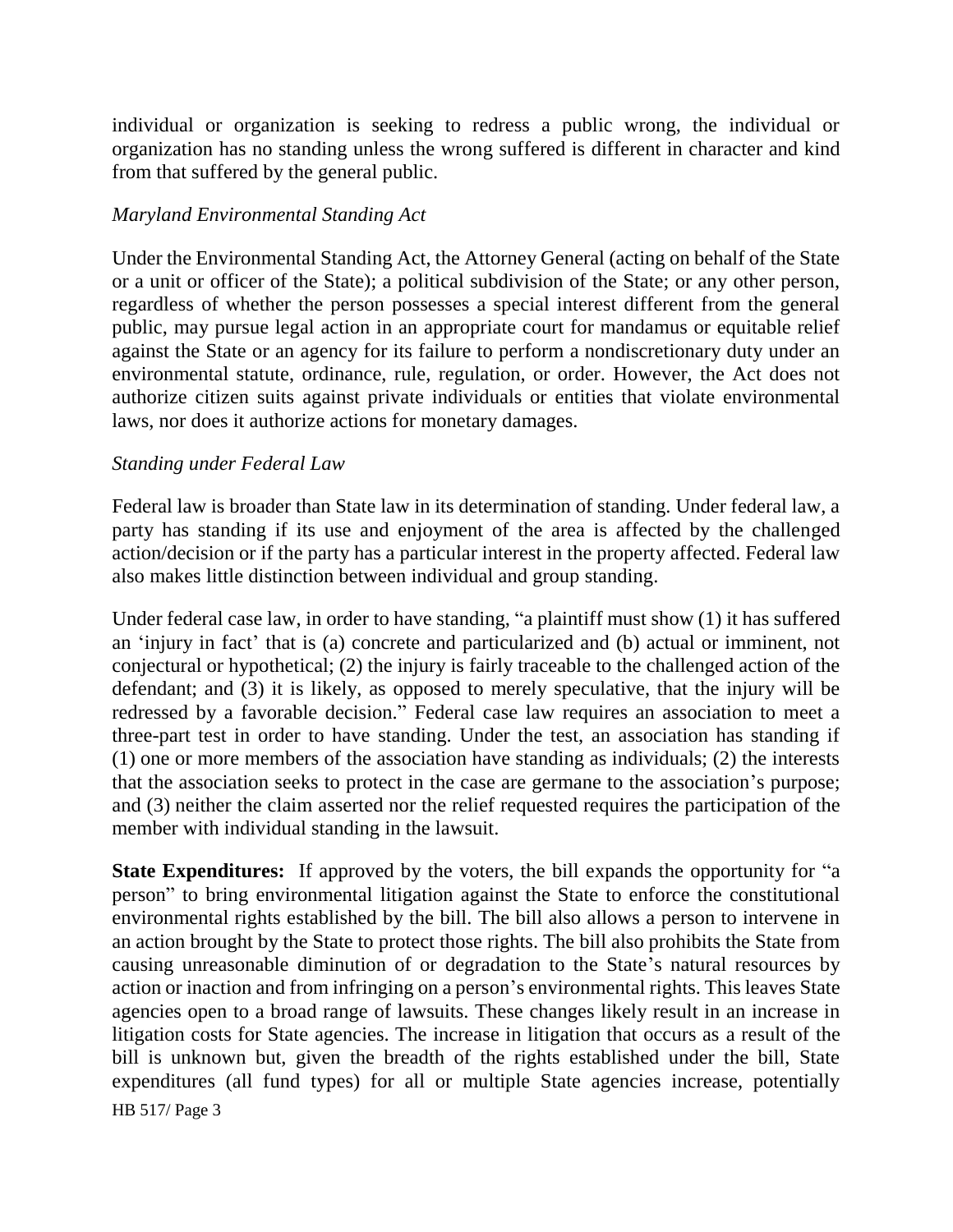individual or organization is seeking to redress a public wrong, the individual or organization has no standing unless the wrong suffered is different in character and kind from that suffered by the general public.

*Maryland Environmental Standing Act*

Under the Environmental Standing Act, the Attorney General (acting on behalf of the State or a unit or officer of the State); a political subdivision of the State; or any other person, regardless of whether the person possesses a special interest different from the general public, may pursue legal action in an appropriate court for mandamus or equitable relief against the State or an agency for its failure to perform a nondiscretionary duty under an environmental statute, ordinance, rule, regulation, or order. However, the Act does not authorize citizen suits against private individuals or entities that violate environmental laws, nor does it authorize actions for monetary damages.

*Standing under Federal Law*

Federal law is broader than State law in its determination of standing. Under federal law, a party has standing if its use and enjoyment of the area is affected by the challenged action/decision or if the party has a particular interest in the property affected. Federal law also makes little distinction between individual and group standing.

Under federal case law, in order to have standing, "a plaintiff must show (1) it has suffered an 'injury in fact' that is (a) concrete and particularized and (b) actual or imminent, not conjectural or hypothetical; (2) the injury is fairly traceable to the challenged action of the defendant; and (3) it is likely, as opposed to merely speculative, that the injury will be redressed by a favorable decision." Federal case law requires an association to meet a three-part test in order to have standing. Under the test, an association has standing if (1) one or more members of the association have standing as individuals; (2) the interests that the association seeks to protect in the case are germane to the association's purpose; and (3) neither the claim asserted nor the relief requested requires the participation of the member with individual standing in the lawsuit.

**State Expenditures:** If approved by the voters, the bill expands the opportunity for "a person" to bring environmental litigation against the State to enforce the constitutional environmental rights established by the bill. The bill also allows a person to intervene in an action brought by the State to protect those rights. The bill also prohibits the State from causing unreasonable diminution of or degradation to the State's natural resources by action or inaction and from infringing on a person's environmental rights. This leaves State agencies open to a broad range of lawsuits. These changes likely result in an increase in litigation costs for State agencies. The increase in litigation that occurs as a result of the bill is unknown but, given the breadth of the rights established under the bill, State expenditures (all fund types) for all or multiple State agencies increase, potentially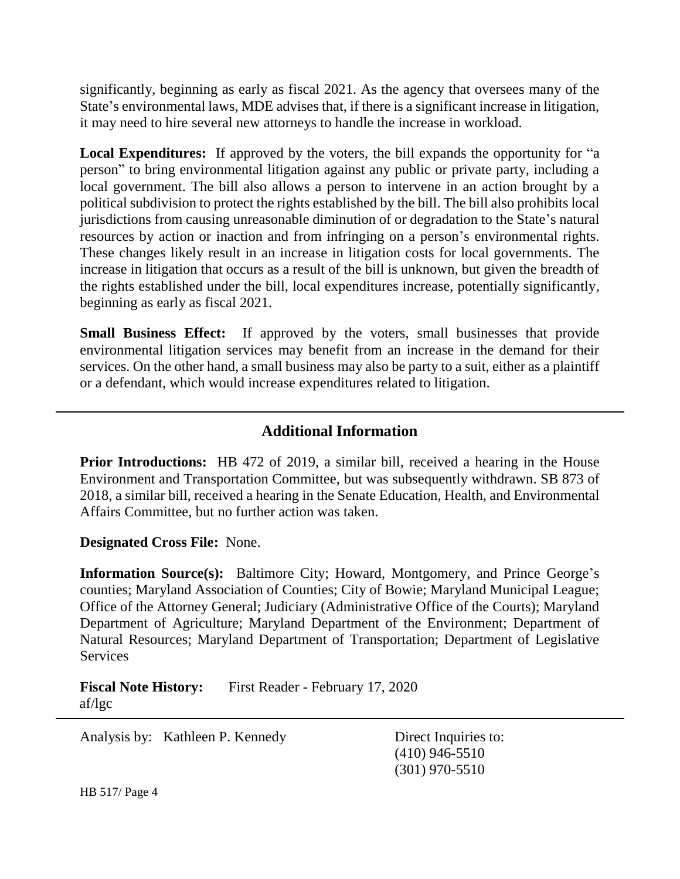significantly, beginning as early as fiscal 2021. As the agency that oversees many of the State's environmental laws, MDE advises that, if there is a significant increase in litigation, it may need to hire several new attorneys to handle the increase in workload.

**Local Expenditures:** If approved by the voters, the bill expands the opportunity for "a person" to bring environmental litigation against any public or private party, including a local government. The bill also allows a person to intervene in an action brought by a political subdivision to protect the rights established by the bill. The bill also prohibits local jurisdictions from causing unreasonable diminution of or degradation to the State's natural resources by action or inaction and from infringing on a person's environmental rights. These changes likely result in an increase in litigation costs for local governments. The increase in litigation that occurs as a result of the bill is unknown, but given the breadth of the rights established under the bill, local expenditures increase, potentially significantly, beginning as early as fiscal 2021.

**Small Business Effect:** If approved by the voters, small businesses that provide environmental litigation services may benefit from an increase in the demand for their services. On the other hand, a small business may also be party to a suit, either as a plaintiff or a defendant, which would increase expenditures related to litigation.

## Additional Information

**Prior Introductions:** HB 472 of 2019, a similar bill, received a hearing in the House Environment and Transportation Committee, but was subsequently withdrawn. SB 873 of 2018, a similar bill, received a hearing in the Senate Education, Health, and Environmental Affairs Committee, but no further action was taken.

**Designated Cross File:** None.

**Information Source(s):** Baltimore City; Howard, Montgomery, and Prince George's counties; Maryland Association of Counties; City of Bowie; Maryland Municipal League; Office of the Attorney General; Judiciary (Administrative Office of the Courts); Maryland Department of Agriculture; Maryland Department of the Environment; Department of Natural Resources; Maryland Department of Transportation; Department of Legislative Services

**Fiscal Note History:** First Reader - February 17, 2020
af/lgc

Analysis by: Kathleen P. Kennedy

Direct Inquiries to:
(410) 946-5510
(301) 970-5510